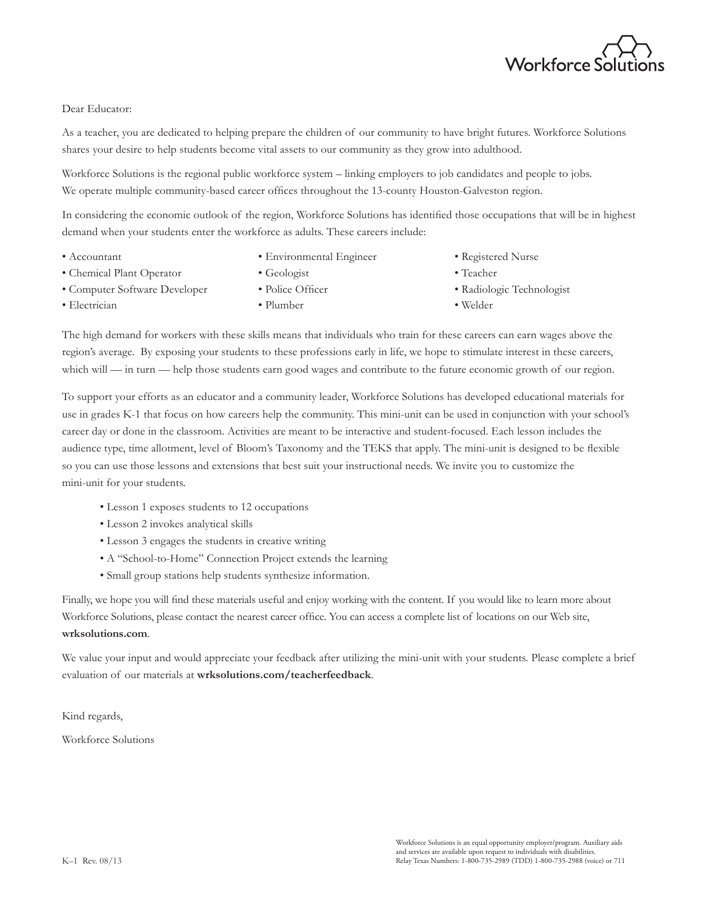Workforce Solutions

Dear Educator:

As a teacher, you are dedicated to helping prepare the children of our community to have bright futures. Workforce Solutions shares your desire to help students become vital assets to our community as they grow into adulthood.

Workforce Solutions is the regional public workforce system – linking employers to job candidates and people to jobs. We operate multiple community-based career offices throughout the 13-county Houston-Galveston region.

In considering the economic outlook of the region, Workforce Solutions has identified those occupations that will be in highest demand when your students enter the workforce as adults. These careers include:

- Accountant
- Chemical Plant Operator
- Computer Software Developer
- Electrician
- Environmental Engineer
- Geologist
- Police Officer
- Plumber
- Registered Nurse
- Teacher
- Radiologic Technologist
- Welder

The high demand for workers with these skills means that individuals who train for these careers can earn wages above the region's average. By exposing your students to these professions early in life, we hope to stimulate interest in these careers, which will — in turn — help those students earn good wages and contribute to the future economic growth of our region.

To support your efforts as an educator and a community leader, Workforce Solutions has developed educational materials for use in grades K-1 that focus on how careers help the community. This mini-unit can be used in conjunction with your school's career day or done in the classroom. Activities are meant to be interactive and student-focused. Each lesson includes the audience type, time allotment, level of Bloom's Taxonomy and the TEKS that apply. The mini-unit is designed to be flexible so you can use those lessons and extensions that best suit your instructional needs. We invite you to customize the mini-unit for your students.

- Lesson 1 exposes students to 12 occupations
- Lesson 2 invokes analytical skills
- Lesson 3 engages the students in creative writing
- A "School-to-Home" Connection Project extends the learning
- Small group stations help students synthesize information.

Finally, we hope you will find these materials useful and enjoy working with the content. If you would like to learn more about Workforce Solutions, please contact the nearest career office. You can access a complete list of locations on our Web site, **wrksolutions.com**.

We value your input and would appreciate your feedback after utilizing the mini-unit with your students. Please complete a brief evaluation of our materials at **wrksolutions.com/teacherfeedback**.

Kind regards,

Workforce Solutions

K–1 Rev. 08/13

Workforce Solutions is an equal opportunity employer/program. Auxiliary aids and services are available upon request to individuals with disabilities. Relay Texas Numbers: 1-800-735-2989 (TDD) 1-800-735-2988 (voice) or 711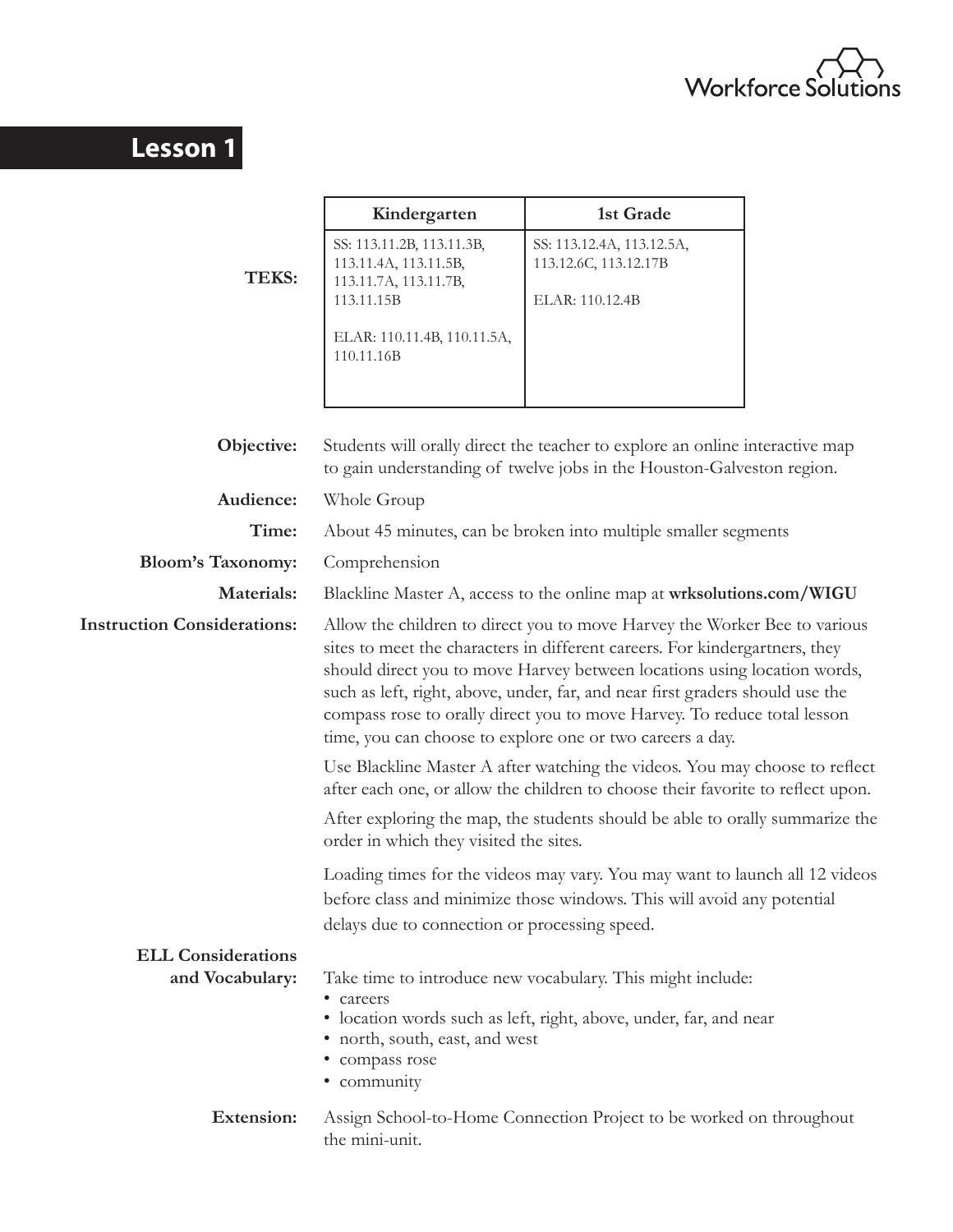# Lesson 1

**TEKS:**

| Kindergarten | 1st Grade |
|---|---|
| SS: 113.11.2B, 113.11.3B, 113.11.4A, 113.11.5B, 113.11.7A, 113.11.7B, 113.11.15B<br><br>ELAR: 110.11.4B, 110.11.5A, 110.11.16B | SS: 113.12.4A, 113.12.5A, 113.12.6C, 113.12.17B<br><br>ELAR: 110.12.4B |

**Objective:** Students will orally direct the teacher to explore an online interactive map to gain understanding of twelve jobs in the Houston-Galveston region.

**Audience:** Whole Group

**Time:** About 45 minutes, can be broken into multiple smaller segments

**Bloom's Taxonomy:** Comprehension

**Materials:** Blackline Master A, access to the online map at **wrksolutions.com/WIGU**

**Instruction Considerations:** Allow the children to direct you to move Harvey the Worker Bee to various sites to meet the characters in different careers. For kindergartners, they should direct you to move Harvey between locations using location words, such as left, right, above, under, far, and near first graders should use the compass rose to orally direct you to move Harvey. To reduce total lesson time, you can choose to explore one or two careers a day.

Use Blackline Master A after watching the videos. You may choose to reflect after each one, or allow the children to choose their favorite to reflect upon.

After exploring the map, the students should be able to orally summarize the order in which they visited the sites.

Loading times for the videos may vary. You may want to launch all 12 videos before class and minimize those windows. This will avoid any potential delays due to connection or processing speed.

**ELL Considerations and Vocabulary:** Take time to introduce new vocabulary. This might include:

- careers
- location words such as left, right, above, under, far, and near
- north, south, east, and west
- compass rose
- community

**Extension:** Assign School-to-Home Connection Project to be worked on throughout the mini-unit.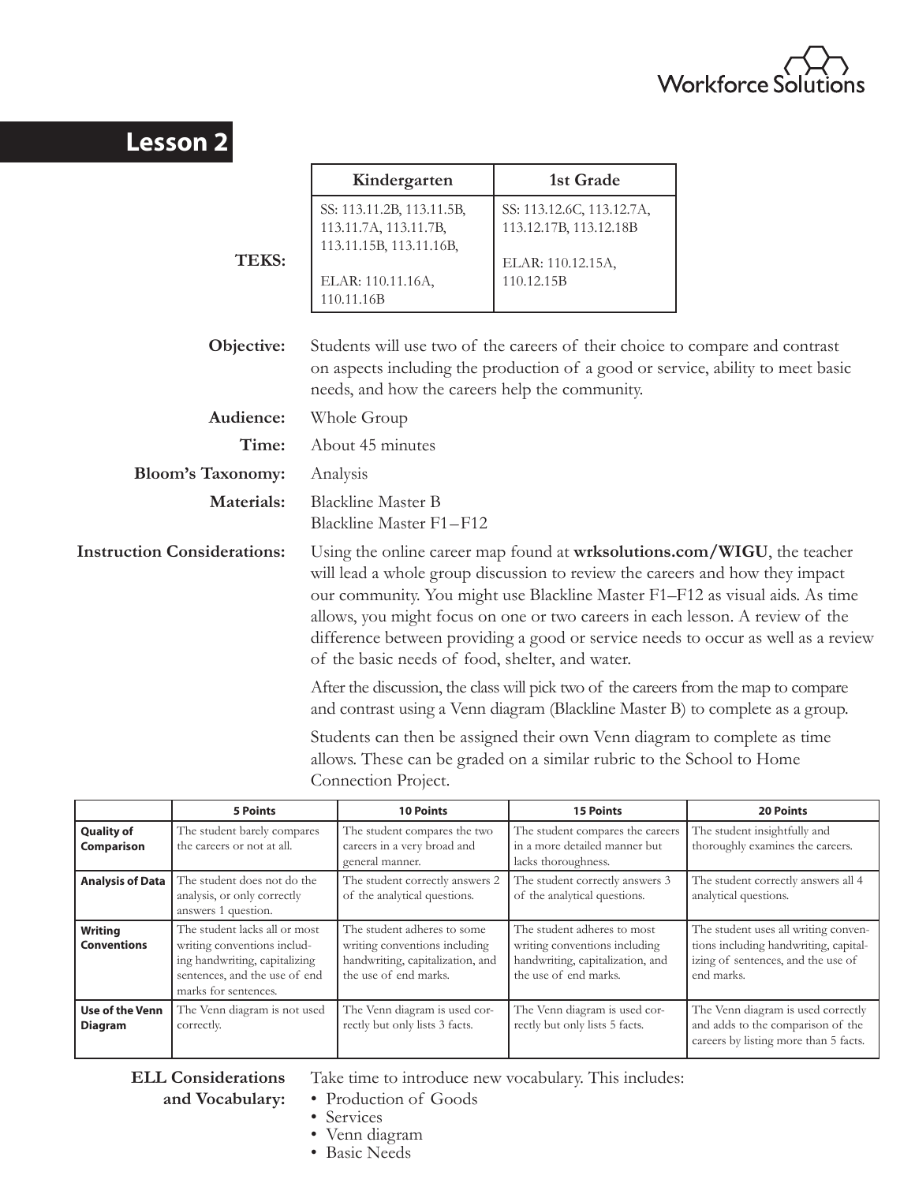# Lesson 2

**TEKS:**

| Kindergarten | 1st Grade |
| --- | --- |
| SS: 113.11.2B, 113.11.5B, 113.11.7A, 113.11.7B, 113.11.15B, 113.11.16B, ELAR: 110.11.16A, 110.11.16B | SS: 113.12.6C, 113.12.7A, 113.12.17B, 113.12.18B ELAR: 110.12.15A, 110.12.15B |

**Objective:** Students will use two of the careers of their choice to compare and contrast on aspects including the production of a good or service, ability to meet basic needs, and how the careers help the community.

**Audience:** Whole Group

**Time:** About 45 minutes

**Bloom's Taxonomy:** Analysis

**Materials:** Blackline Master B
Blackline Master F1–F12

**Instruction Considerations:** Using the online career map found at **wrksolutions.com/WIGU**, the teacher will lead a whole group discussion to review the careers and how they impact our community. You might use Blackline Master F1–F12 as visual aids. As time allows, you might focus on one or two careers in each lesson. A review of the difference between providing a good or service needs to occur as well as a review of the basic needs of food, shelter, and water.

After the discussion, the class will pick two of the careers from the map to compare and contrast using a Venn diagram (Blackline Master B) to complete as a group.

Students can then be assigned their own Venn diagram to complete as time allows. These can be graded on a similar rubric to the School to Home Connection Project.

| | 5 Points | 10 Points | 15 Points | 20 Points |
| --- | --- | --- | --- | --- |
| **Quality of Comparison** | The student barely compares the careers or not at all. | The student compares the two careers in a very broad and general manner. | The student compares the careers in a more detailed manner but lacks thoroughness. | The student insightfully and thoroughly examines the careers. |
| **Analysis of Data** | The student does not do the analysis, or only correctly answers 1 question. | The student correctly answers 2 of the analytical questions. | The student correctly answers 3 of the analytical questions. | The student correctly answers all 4 analytical questions. |
| **Writing Conventions** | The student lacks all or most writing conventions including handwriting, capitalizing sentences, and the use of end marks for sentences. | The student adheres to some writing conventions including handwriting, capitalization, and the use of end marks. | The student adheres to most writing conventions including handwriting, capitalization, and the use of end marks. | The student uses all writing conventions including handwriting, capitalizing of sentences, and the use of end marks. |
| **Use of the Venn Diagram** | The Venn diagram is not used correctly. | The Venn diagram is used correctly but only lists 3 facts. | The Venn diagram is used correctly but only lists 5 facts. | The Venn diagram is used correctly and adds to the comparison of the careers by listing more than 5 facts. |

**ELL Considerations and Vocabulary:** Take time to introduce new vocabulary. This includes:

- Production of Goods
- Services
- Venn diagram
- Basic Needs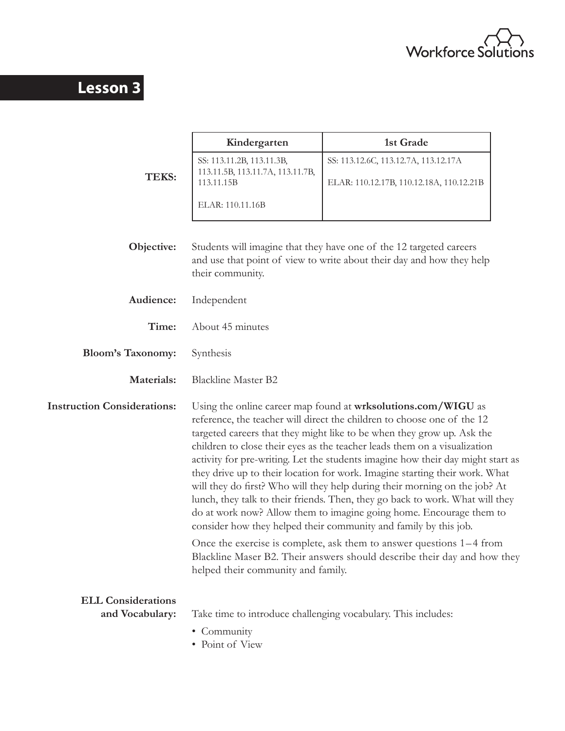# Lesson 3

**TEKS:**

| Kindergarten | 1st Grade |
| --- | --- |
| SS: 113.11.2B, 113.11.3B, 113.11.5B, 113.11.7A, 113.11.7B, 113.11.15B<br><br>ELAR: 110.11.16B | SS: 113.12.6C, 113.12.7A, 113.12.17A<br><br>ELAR: 110.12.17B, 110.12.18A, 110.12.21B |

**Objective:** Students will imagine that they have one of the 12 targeted careers and use that point of view to write about their day and how they help their community.

**Audience:** Independent

**Time:** About 45 minutes

**Bloom's Taxonomy:** Synthesis

**Materials:** Blackline Master B2

**Instruction Considerations:** Using the online career map found at **wrksolutions.com/WIGU** as reference, the teacher will direct the children to choose one of the 12 targeted careers that they might like to be when they grow up. Ask the children to close their eyes as the teacher leads them on a visualization activity for pre-writing. Let the students imagine how their day might start as they drive up to their location for work. Imagine starting their work. What will they do first? Who will they help during their morning on the job? At lunch, they talk to their friends. Then, they go back to work. What will they do at work now? Allow them to imagine going home. Encourage them to consider how they helped their community and family by this job.

Once the exercise is complete, ask them to answer questions 1–4 from Blackline Maser B2. Their answers should describe their day and how they helped their community and family.

**ELL Considerations and Vocabulary:** Take time to introduce challenging vocabulary. This includes:

- Community
- Point of View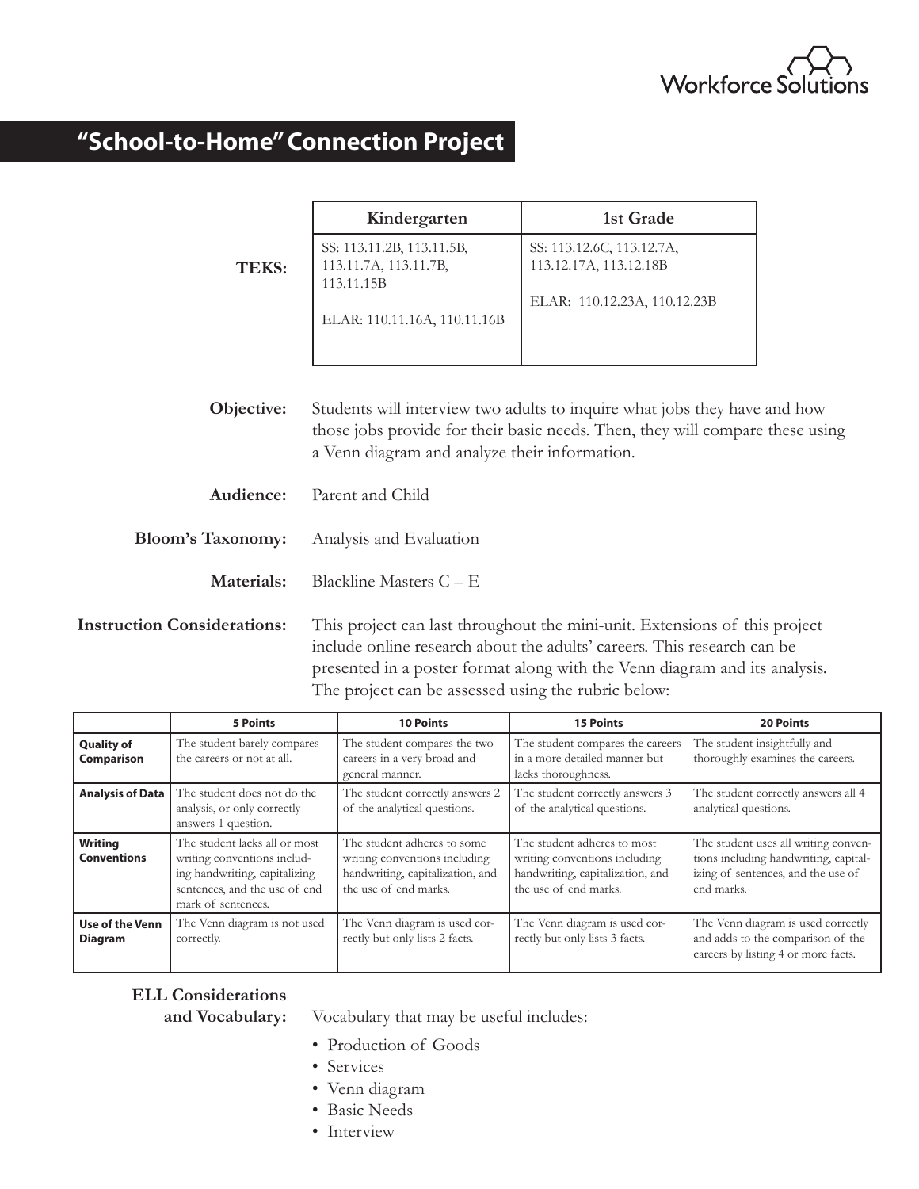Workforce Solutions

# "School-to-Home" Connection Project

**TEKS:**

| Kindergarten | 1st Grade |
|---|---|
| SS: 113.11.2B, 113.11.5B, 113.11.7A, 113.11.7B, 113.11.15B<br><br>ELAR: 110.11.16A, 110.11.16B | SS: 113.12.6C, 113.12.7A, 113.12.17A, 113.12.18B<br><br>ELAR: 110.12.23A, 110.12.23B |

**Objective:** Students will interview two adults to inquire what jobs they have and how those jobs provide for their basic needs. Then, they will compare these using a Venn diagram and analyze their information.

**Audience:** Parent and Child

**Bloom's Taxonomy:** Analysis and Evaluation

**Materials:** Blackline Masters C – E

**Instruction Considerations:** This project can last throughout the mini-unit. Extensions of this project include online research about the adults' careers. This research can be presented in a poster format along with the Venn diagram and its analysis. The project can be assessed using the rubric below:

| | 5 Points | 10 Points | 15 Points | 20 Points |
|---|---|---|---|---|
| **Quality of Comparison** | The student barely compares the careers or not at all. | The student compares the two careers in a very broad and general manner. | The student compares the careers in a more detailed manner but lacks thoroughness. | The student insightfully and thoroughly examines the careers. |
| **Analysis of Data** | The student does not do the analysis, or only correctly answers 1 question. | The student correctly answers 2 of the analytical questions. | The student correctly answers 3 of the analytical questions. | The student correctly answers all 4 analytical questions. |
| **Writing Conventions** | The student lacks all or most writing conventions including handwriting, capitalizing sentences, and the use of end mark of sentences. | The student adheres to some writing conventions including handwriting, capitalization, and the use of end marks. | The student adheres to most writing conventions including handwriting, capitalization, and the use of end marks. | The student uses all writing conventions including handwriting, capitalizing of sentences, and the use of end marks. |
| **Use of the Venn Diagram** | The Venn diagram is not used correctly. | The Venn diagram is used correctly but only lists 2 facts. | The Venn diagram is used correctly but only lists 3 facts. | The Venn diagram is used correctly and adds to the comparison of the careers by listing 4 or more facts. |

**ELL Considerations and Vocabulary:** Vocabulary that may be useful includes:

- Production of Goods
- Services
- Venn diagram
- Basic Needs
- Interview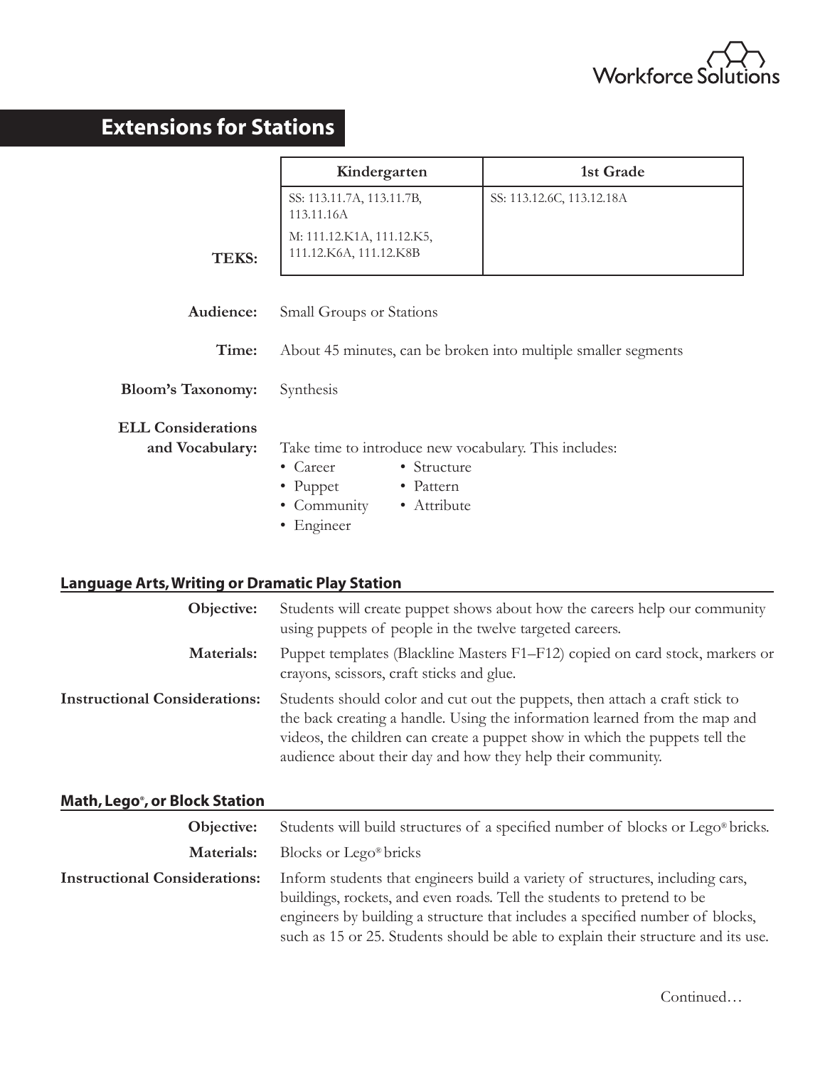## Extensions for Stations

| TEKS: | Kindergarten | 1st Grade |
|---|---|---|
| | SS: 113.11.7A, 113.11.7B, 113.11.16A<br>M: 111.12.K1A, 111.12.K5, 111.12.K6A, 111.12.K8B | SS: 113.12.6C, 113.12.18A |

**Audience:** Small Groups or Stations

**Time:** About 45 minutes, can be broken into multiple smaller segments

**Bloom's Taxonomy:** Synthesis

**ELL Considerations and Vocabulary:** Take time to introduce new vocabulary. This includes:

- Career
- Puppet
- Community
- Engineer
- Structure
- Pattern
- Attribute

### Language Arts, Writing or Dramatic Play Station

**Objective:** Students will create puppet shows about how the careers help our community using puppets of people in the twelve targeted careers.

**Materials:** Puppet templates (Blackline Masters F1–F12) copied on card stock, markers or crayons, scissors, craft sticks and glue.

**Instructional Considerations:** Students should color and cut out the puppets, then attach a craft stick to the back creating a handle. Using the information learned from the map and videos, the children can create a puppet show in which the puppets tell the audience about their day and how they help their community.

### Math, Lego®, or Block Station

**Objective:** Students will build structures of a specified number of blocks or Lego® bricks.

**Materials:** Blocks or Lego® bricks

**Instructional Considerations:** Inform students that engineers build a variety of structures, including cars, buildings, rockets, and even roads. Tell the students to pretend to be engineers by building a structure that includes a specified number of blocks, such as 15 or 25. Students should be able to explain their structure and its use.

Continued…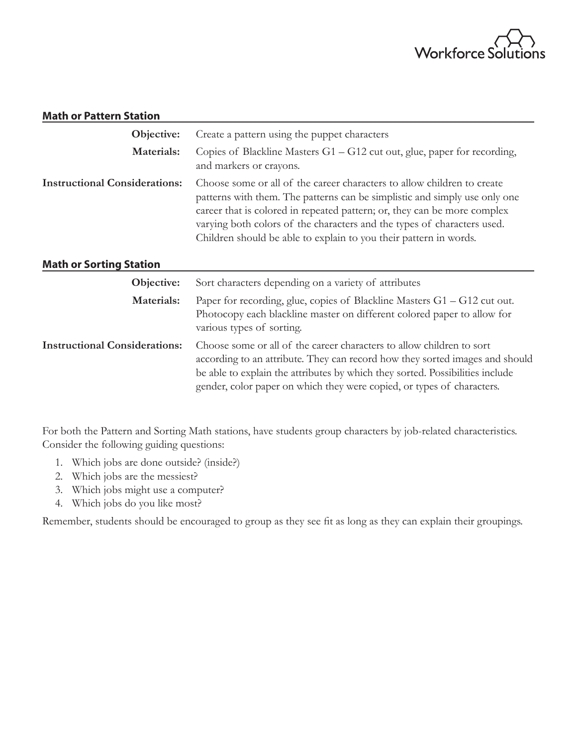### Math or Pattern Station

| | |
|---|---|
| **Objective:** | Create a pattern using the puppet characters |
| **Materials:** | Copies of Blackline Masters G1 – G12 cut out, glue, paper for recording, and markers or crayons. |
| **Instructional Considerations:** | Choose some or all of the career characters to allow children to create patterns with them. The patterns can be simplistic and simply use only one career that is colored in repeated pattern; or, they can be more complex varying both colors of the characters and the types of characters used. Children should be able to explain to you their pattern in words. |

### Math or Sorting Station

| | |
|---|---|
| **Objective:** | Sort characters depending on a variety of attributes |
| **Materials:** | Paper for recording, glue, copies of Blackline Masters G1 – G12 cut out. Photocopy each blackline master on different colored paper to allow for various types of sorting. |
| **Instructional Considerations:** | Choose some or all of the career characters to allow children to sort according to an attribute. They can record how they sorted images and should be able to explain the attributes by which they sorted. Possibilities include gender, color paper on which they were copied, or types of characters. |

For both the Pattern and Sorting Math stations, have students group characters by job-related characteristics. Consider the following guiding questions:

1. Which jobs are done outside? (inside?)
2. Which jobs are the messiest?
3. Which jobs might use a computer?
4. Which jobs do you like most?

Remember, students should be encouraged to group as they see fit as long as they can explain their groupings.